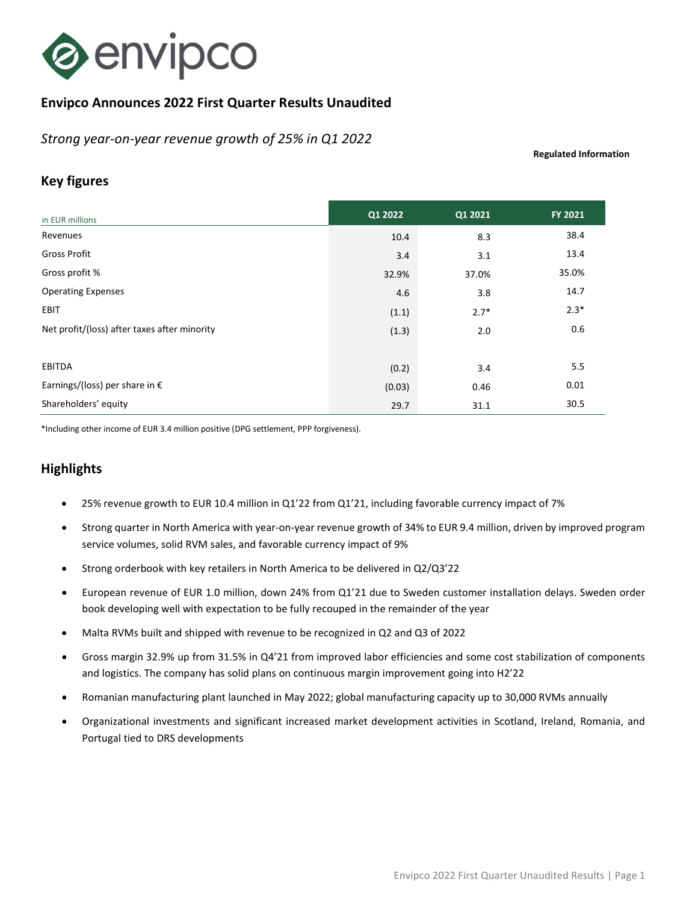# Envipco Announces 2022 First Quarter Results Unaudited

*Strong year-on-year revenue growth of 25% in Q1 2022*

**Regulated Information**

## Key figures

| in EUR millions | Q1 2022 | Q1 2021 | FY 2021 |
|---|---|---|---|
| Revenues | 10.4 | 8.3 | 38.4 |
| Gross Profit | 3.4 | 3.1 | 13.4 |
| Gross profit % | 32.9% | 37.0% | 35.0% |
| Operating Expenses | 4.6 | 3.8 | 14.7 |
| EBIT | (1.1) | 2.7* | 2.3* |
| Net profit/(loss) after taxes after minority | (1.3) | 2.0 | 0.6 |
| | | | |
| EBITDA | (0.2) | 3.4 | 5.5 |
| Earnings/(loss) per share in € | (0.03) | 0.46 | 0.01 |
| Shareholders' equity | 29.7 | 31.1 | 30.5 |

*Including other income of EUR 3.4 million positive (DPG settlement, PPP forgiveness).

## Highlights

- 25% revenue growth to EUR 10.4 million in Q1'22 from Q1'21, including favorable currency impact of 7%
- Strong quarter in North America with year-on-year revenue growth of 34% to EUR 9.4 million, driven by improved program service volumes, solid RVM sales, and favorable currency impact of 9%
- Strong orderbook with key retailers in North America to be delivered in Q2/Q3'22
- European revenue of EUR 1.0 million, down 24% from Q1'21 due to Sweden customer installation delays. Sweden order book developing well with expectation to be fully recouped in the remainder of the year
- Malta RVMs built and shipped with revenue to be recognized in Q2 and Q3 of 2022
- Gross margin 32.9% up from 31.5% in Q4'21 from improved labor efficiencies and some cost stabilization of components and logistics. The company has solid plans on continuous margin improvement going into H2'22
- Romanian manufacturing plant launched in May 2022; global manufacturing capacity up to 30,000 RVMs annually
- Organizational investments and significant increased market development activities in Scotland, Ireland, Romania, and Portugal tied to DRS developments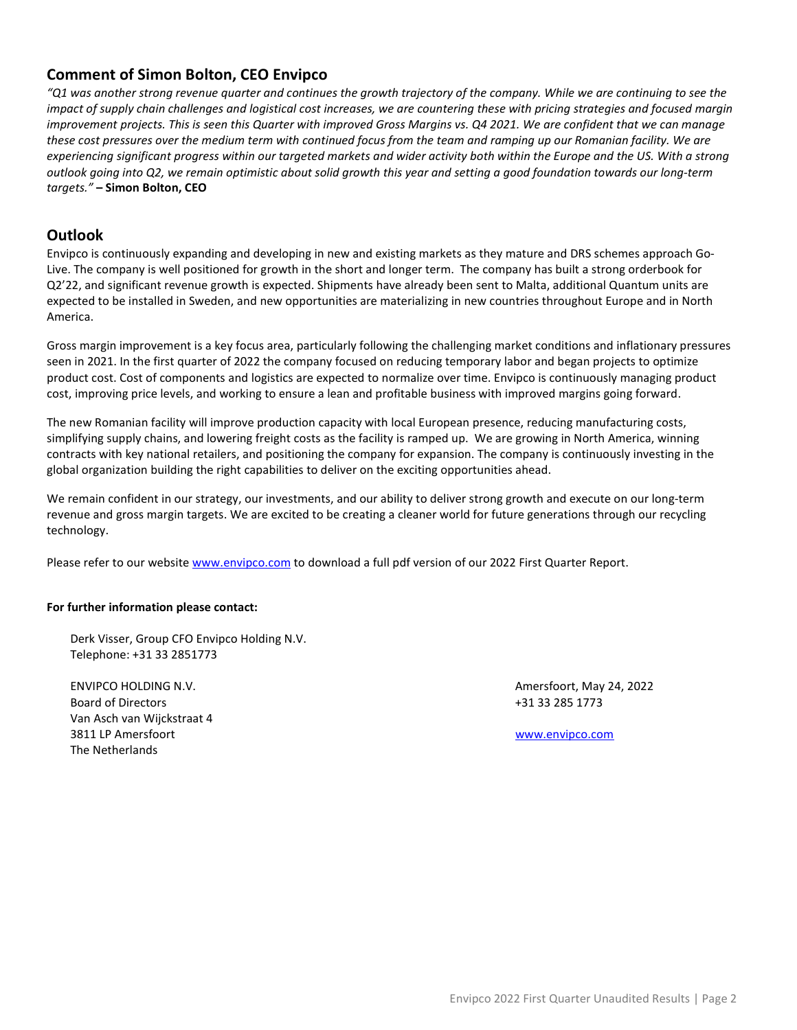## Comment of Simon Bolton, CEO Envipco

*"Q1 was another strong revenue quarter and continues the growth trajectory of the company. While we are continuing to see the impact of supply chain challenges and logistical cost increases, we are countering these with pricing strategies and focused margin improvement projects. This is seen this Quarter with improved Gross Margins vs. Q4 2021. We are confident that we can manage these cost pressures over the medium term with continued focus from the team and ramping up our Romanian facility. We are experiencing significant progress within our targeted markets and wider activity both within the Europe and the US. With a strong outlook going into Q2, we remain optimistic about solid growth this year and setting a good foundation towards our long-term targets."* **– Simon Bolton, CEO**

## Outlook

Envipco is continuously expanding and developing in new and existing markets as they mature and DRS schemes approach Go-Live. The company is well positioned for growth in the short and longer term. The company has built a strong orderbook for Q2'22, and significant revenue growth is expected. Shipments have already been sent to Malta, additional Quantum units are expected to be installed in Sweden, and new opportunities are materializing in new countries throughout Europe and in North America.

Gross margin improvement is a key focus area, particularly following the challenging market conditions and inflationary pressures seen in 2021. In the first quarter of 2022 the company focused on reducing temporary labor and began projects to optimize product cost. Cost of components and logistics are expected to normalize over time. Envipco is continuously managing product cost, improving price levels, and working to ensure a lean and profitable business with improved margins going forward.

The new Romanian facility will improve production capacity with local European presence, reducing manufacturing costs, simplifying supply chains, and lowering freight costs as the facility is ramped up. We are growing in North America, winning contracts with key national retailers, and positioning the company for expansion. The company is continuously investing in the global organization building the right capabilities to deliver on the exciting opportunities ahead.

We remain confident in our strategy, our investments, and our ability to deliver strong growth and execute on our long-term revenue and gross margin targets. We are excited to be creating a cleaner world for future generations through our recycling technology.

Please refer to our website [www.envipco.com](http://www.envipco.com) to download a full pdf version of our 2022 First Quarter Report.

**For further information please contact:**

Derk Visser, Group CFO Envipco Holding N.V.
Telephone: +31 33 2851773

ENVIPCO HOLDING N.V.
Board of Directors
Van Asch van Wijckstraat 4
3811 LP Amersfoort
The Netherlands

Amersfoort, May 24, 2022
+31 33 285 1773

[www.envipco.com](http://www.envipco.com)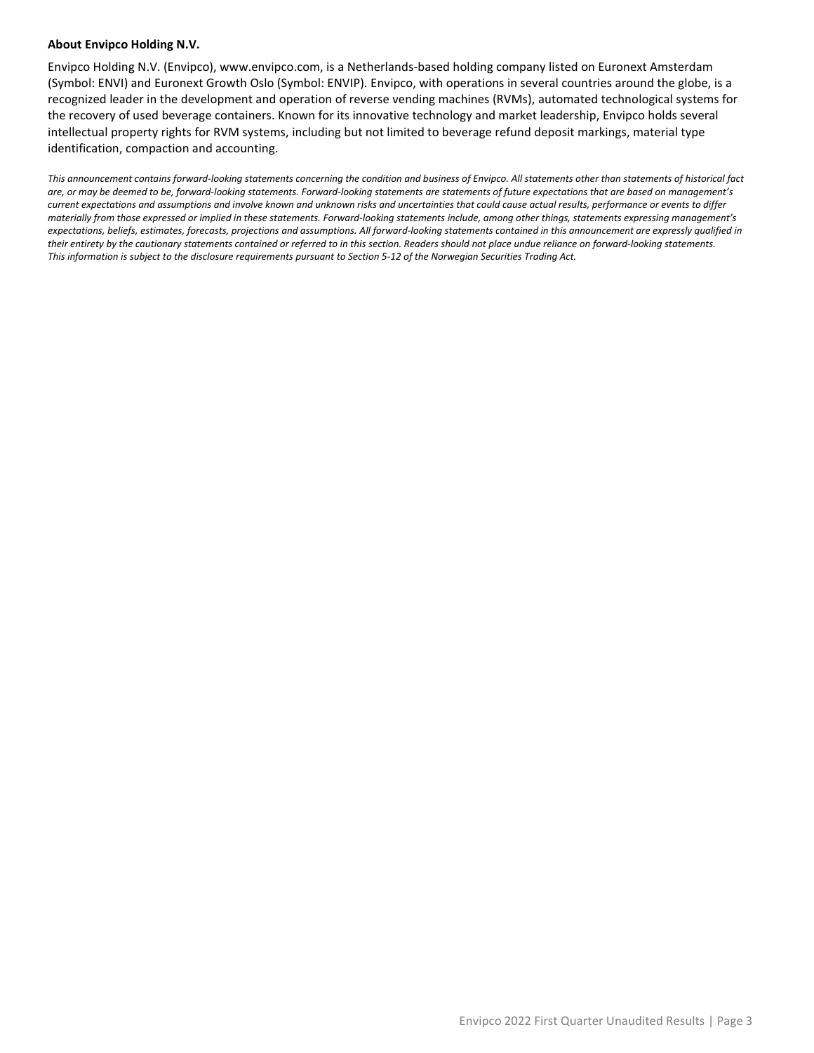**About Envipco Holding N.V.**

Envipco Holding N.V. (Envipco), www.envipco.com, is a Netherlands-based holding company listed on Euronext Amsterdam (Symbol: ENVI) and Euronext Growth Oslo (Symbol: ENVIP). Envipco, with operations in several countries around the globe, is a recognized leader in the development and operation of reverse vending machines (RVMs), automated technological systems for the recovery of used beverage containers. Known for its innovative technology and market leadership, Envipco holds several intellectual property rights for RVM systems, including but not limited to beverage refund deposit markings, material type identification, compaction and accounting.

*This announcement contains forward-looking statements concerning the condition and business of Envipco. All statements other than statements of historical fact are, or may be deemed to be, forward-looking statements. Forward-looking statements are statements of future expectations that are based on management's current expectations and assumptions and involve known and unknown risks and uncertainties that could cause actual results, performance or events to differ materially from those expressed or implied in these statements. Forward-looking statements include, among other things, statements expressing management's expectations, beliefs, estimates, forecasts, projections and assumptions. All forward-looking statements contained in this announcement are expressly qualified in their entirety by the cautionary statements contained or referred to in this section. Readers should not place undue reliance on forward-looking statements. This information is subject to the disclosure requirements pursuant to Section 5-12 of the Norwegian Securities Trading Act.*